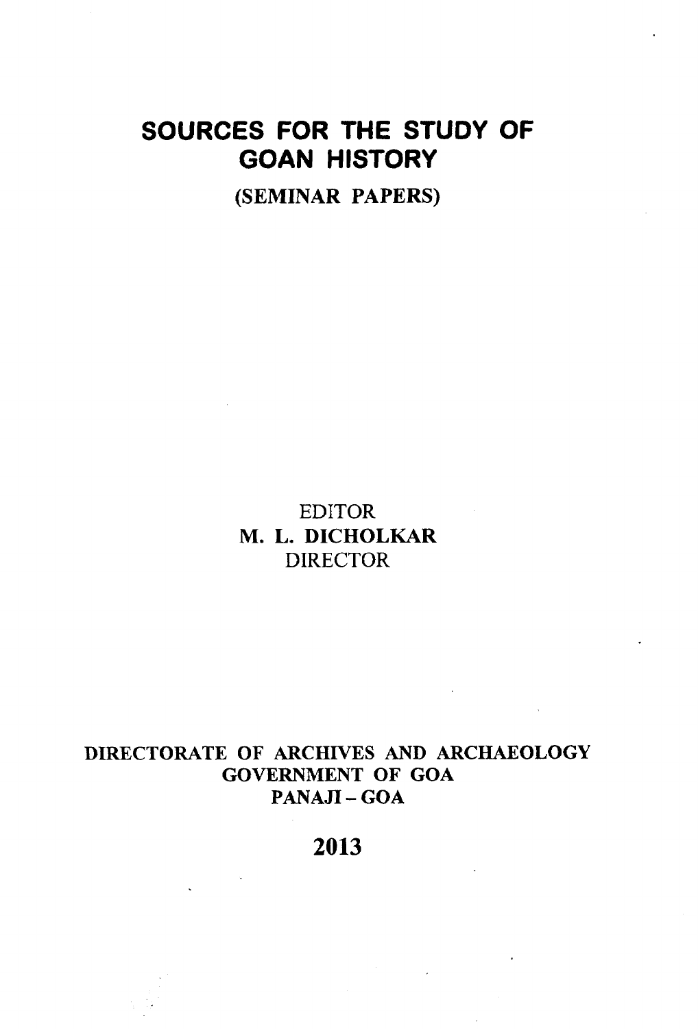# SOURCES FOR THE STUDY OF GOAN HISTORY

(SEMINAR PAPERS)

EDITOR

M. L. DICHOLKAR

DIRECTOR

DIRECTORATE OF ARCHIVES AND ARCHAEOLOGY

GOVERNMENT OF GOA

PANAJI - GOA

2013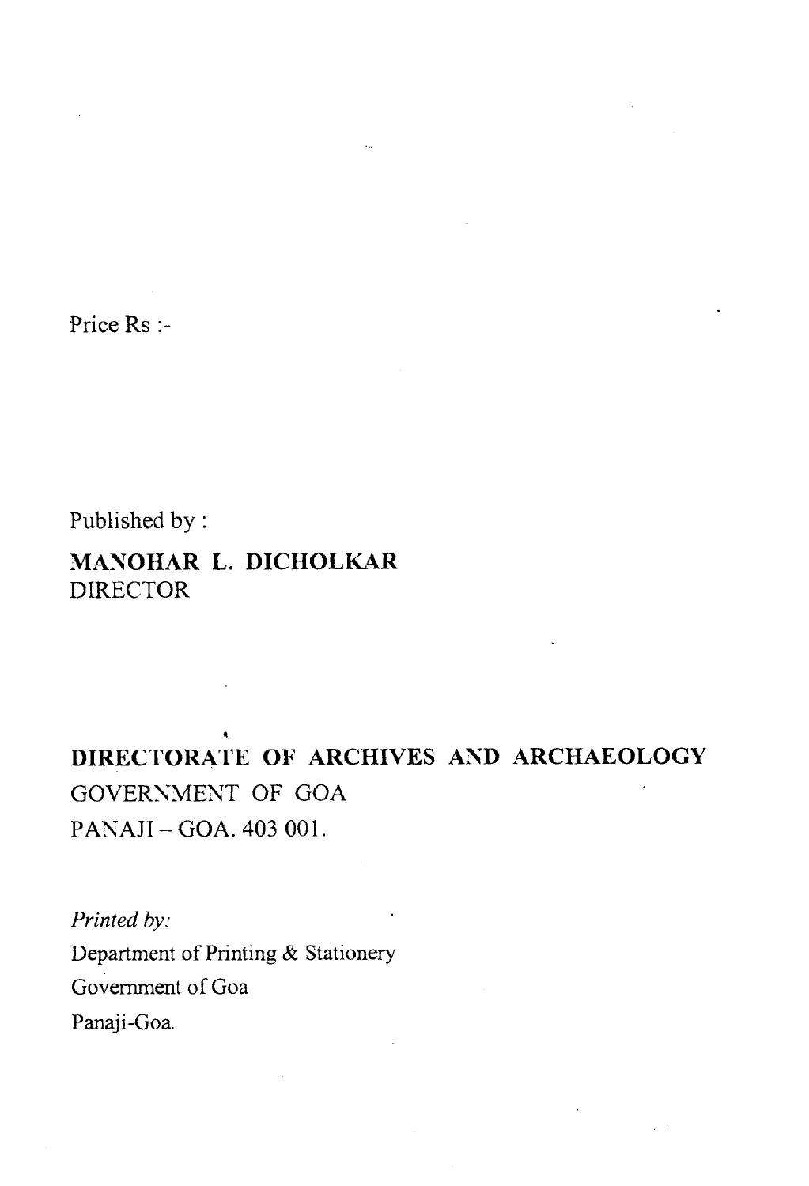Price Rs :-

Published by :

**MANOHAR L. DICHOLKAR**
DIRECTOR

**DIRECTORATE OF ARCHIVES AND ARCHAEOLOGY**
GOVERNMENT OF GOA
PANAJI – GOA. 403 001.

*Printed by:*
Department of Printing & Stationery
Government of Goa
Panaji-Goa.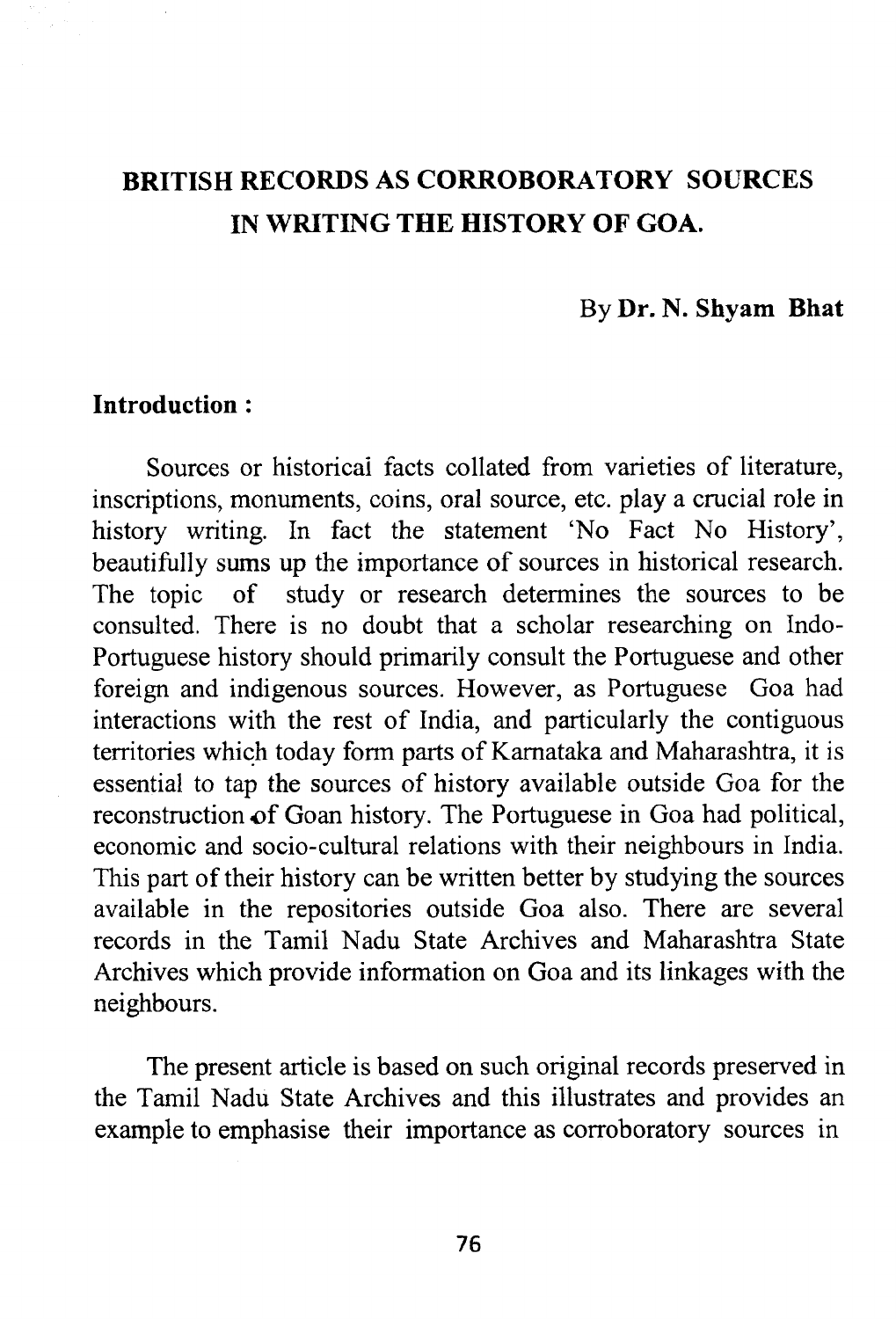# BRITISH RECORDS AS CORROBORATORY SOURCES IN WRITING THE HISTORY OF GOA.

By **Dr. N. Shyam Bhat**

## Introduction :

Sources or historical facts collated from varieties of literature, inscriptions, monuments, coins, oral source, etc. play a crucial role in history writing. In fact the statement 'No Fact No History', beautifully sums up the importance of sources in historical research. The topic of study or research determines the sources to be consulted. There is no doubt that a scholar researching on Indo-Portuguese history should primarily consult the Portuguese and other foreign and indigenous sources. However, as Portuguese Goa had interactions with the rest of India, and particularly the contiguous territories which today form parts of Karnataka and Maharashtra, it is essential to tap the sources of history available outside Goa for the reconstruction of Goan history. The Portuguese in Goa had political, economic and socio-cultural relations with their neighbours in India. This part of their history can be written better by studying the sources available in the repositories outside Goa also. There are several records in the Tamil Nadu State Archives and Maharashtra State Archives which provide information on Goa and its linkages with the neighbours.

The present article is based on such original records preserved in the Tamil Nadu State Archives and this illustrates and provides an example to emphasise their importance as corroboratory sources in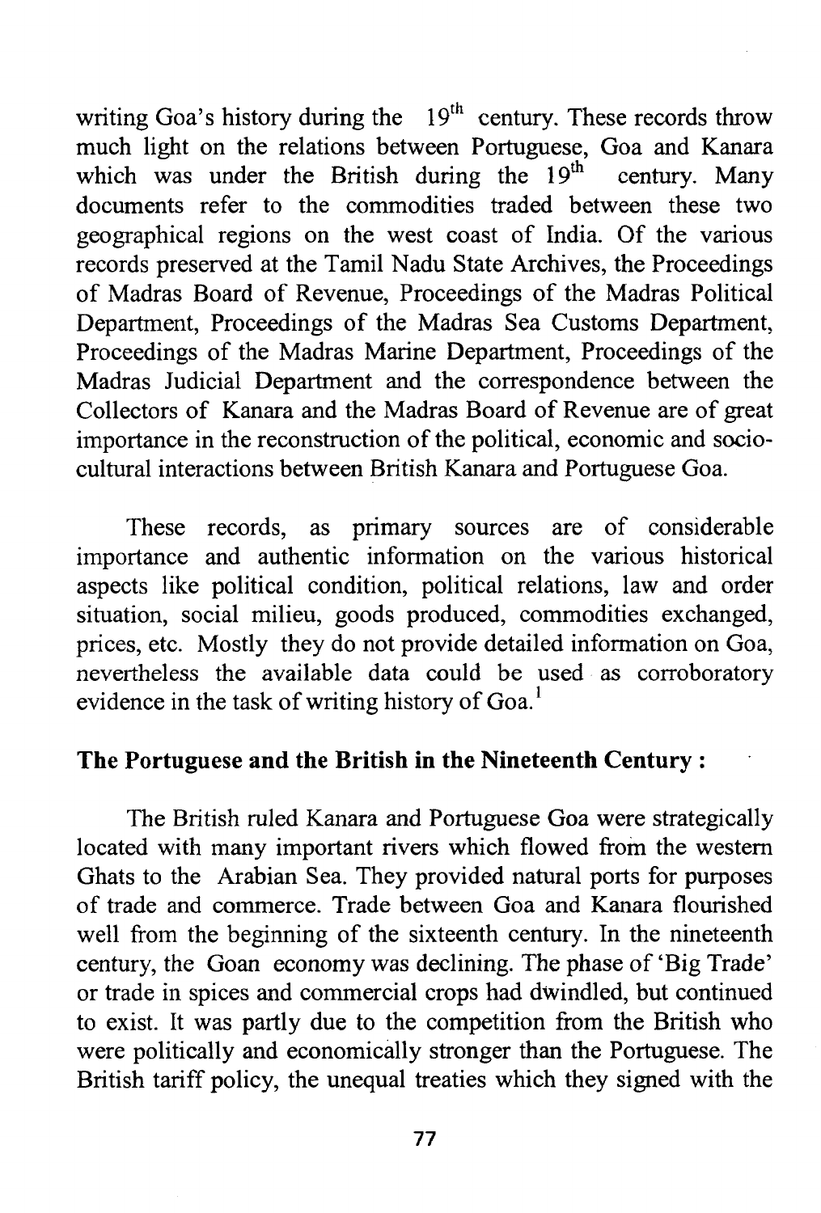writing Goa's history during the 19th century. These records throw much light on the relations between Portuguese, Goa and Kanara which was under the British during the 19th century. Many documents refer to the commodities traded between these two geographical regions on the west coast of India. Of the various records preserved at the Tamil Nadu State Archives, the Proceedings of Madras Board of Revenue, Proceedings of the Madras Political Department, Proceedings of the Madras Sea Customs Department, Proceedings of the Madras Marine Department, Proceedings of the Madras Judicial Department and the correspondence between the Collectors of Kanara and the Madras Board of Revenue are of great importance in the reconstruction of the political, economic and socio-cultural interactions between British Kanara and Portuguese Goa.

These records, as primary sources are of considerable importance and authentic information on the various historical aspects like political condition, political relations, law and order situation, social milieu, goods produced, commodities exchanged, prices, etc. Mostly they do not provide detailed information on Goa, nevertheless the available data could be used as corroboratory evidence in the task of writing history of Goa.[1]

**The Portuguese and the British in the Nineteenth Century :**

The British ruled Kanara and Portuguese Goa were strategically located with many important rivers which flowed from the western Ghats to the Arabian Sea. They provided natural ports for purposes of trade and commerce. Trade between Goa and Kanara flourished well from the beginning of the sixteenth century. In the nineteenth century, the Goan economy was declining. The phase of 'Big Trade' or trade in spices and commercial crops had dwindled, but continued to exist. It was partly due to the competition from the British who were politically and economically stronger than the Portuguese. The British tariff policy, the unequal treaties which they signed with the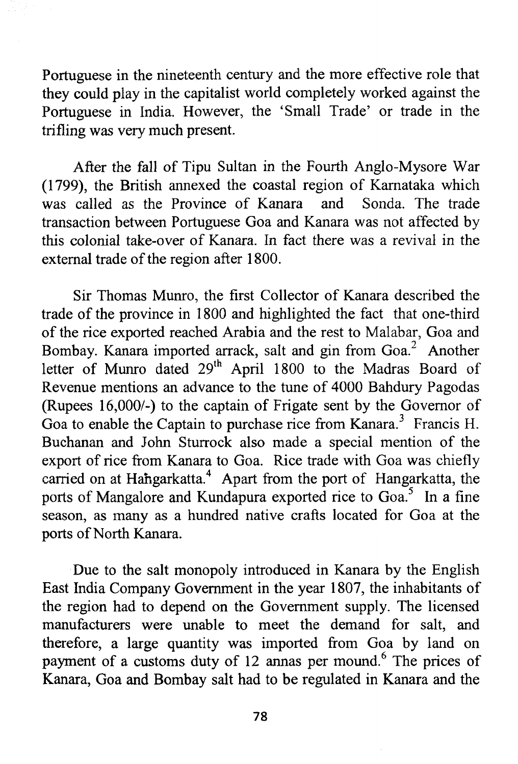Portuguese in the nineteenth century and the more effective role that they could play in the capitalist world completely worked against the Portuguese in India. However, the 'Small Trade' or trade in the trifling was very much present.

After the fall of Tipu Sultan in the Fourth Anglo-Mysore War (1799), the British annexed the coastal region of Karnataka which was called as the Province of Kanara and Sonda. The trade transaction between Portuguese Goa and Kanara was not affected by this colonial take-over of Kanara. In fact there was a revival in the external trade of the region after 1800.

Sir Thomas Munro, the first Collector of Kanara described the trade of the province in 1800 and highlighted the fact that one-third of the rice exported reached Arabia and the rest to Malabar, Goa and Bombay. Kanara imported arrack, salt and gin from Goa.[2] Another letter of Munro dated 29th April 1800 to the Madras Board of Revenue mentions an advance to the tune of 4000 Bahdury Pagodas (Rupees 16,000/-) to the captain of Frigate sent by the Governor of Goa to enable the Captain to purchase rice from Kanara.[3] Francis H. Buchanan and John Sturrock also made a special mention of the export of rice from Kanara to Goa. Rice trade with Goa was chiefly carried on at Haṅgarkatta.[4] Apart from the port of Hangarkatta, the ports of Mangalore and Kundapura exported rice to Goa.[5] In a fine season, as many as a hundred native crafts located for Goa at the ports of North Kanara.

Due to the salt monopoly introduced in Kanara by the English East India Company Government in the year 1807, the inhabitants of the region had to depend on the Government supply. The licensed manufacturers were unable to meet the demand for salt, and therefore, a large quantity was imported from Goa by land on payment of a customs duty of 12 annas per mound.[6] The prices of Kanara, Goa and Bombay salt had to be regulated in Kanara and the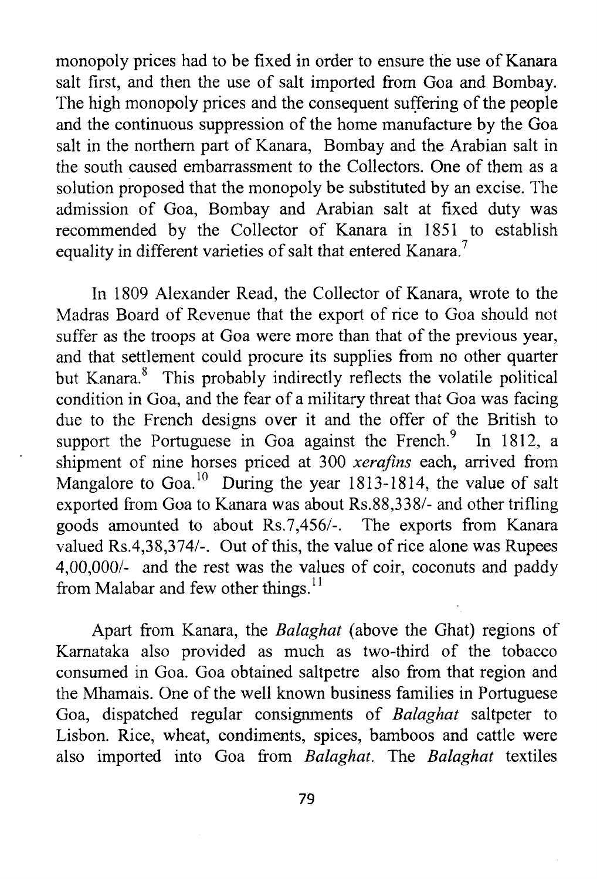monopoly prices had to be fixed in order to ensure the use of Kanara salt first, and then the use of salt imported from Goa and Bombay. The high monopoly prices and the consequent suffering of the people and the continuous suppression of the home manufacture by the Goa salt in the northern part of Kanara, Bombay and the Arabian salt in the south caused embarrassment to the Collectors. One of them as a solution proposed that the monopoly be substituted by an excise. The admission of Goa, Bombay and Arabian salt at fixed duty was recommended by the Collector of Kanara in 1851 to establish equality in different varieties of salt that entered Kanara.[7]

In 1809 Alexander Read, the Collector of Kanara, wrote to the Madras Board of Revenue that the export of rice to Goa should not suffer as the troops at Goa were more than that of the previous year, and that settlement could procure its supplies from no other quarter but Kanara.[8] This probably indirectly reflects the volatile political condition in Goa, and the fear of a military threat that Goa was facing due to the French designs over it and the offer of the British to support the Portuguese in Goa against the French.[9] In 1812, a shipment of nine horses priced at 300 *xerafins* each, arrived from Mangalore to Goa.[10] During the year 1813-1814, the value of salt exported from Goa to Kanara was about Rs.88,338/- and other trifling goods amounted to about Rs.7,456/-. The exports from Kanara valued Rs.4,38,374/-. Out of this, the value of rice alone was Rupees 4,00,000/- and the rest was the values of coir, coconuts and paddy from Malabar and few other things.[11]

Apart from Kanara, the *Balaghat* (above the Ghat) regions of Karnataka also provided as much as two-third of the tobacco consumed in Goa. Goa obtained saltpetre also from that region and the Mhamais. One of the well known business families in Portuguese Goa, dispatched regular consignments of *Balaghat* saltpeter to Lisbon. Rice, wheat, condiments, spices, bamboos and cattle were also imported into Goa from *Balaghat*. The *Balaghat* textiles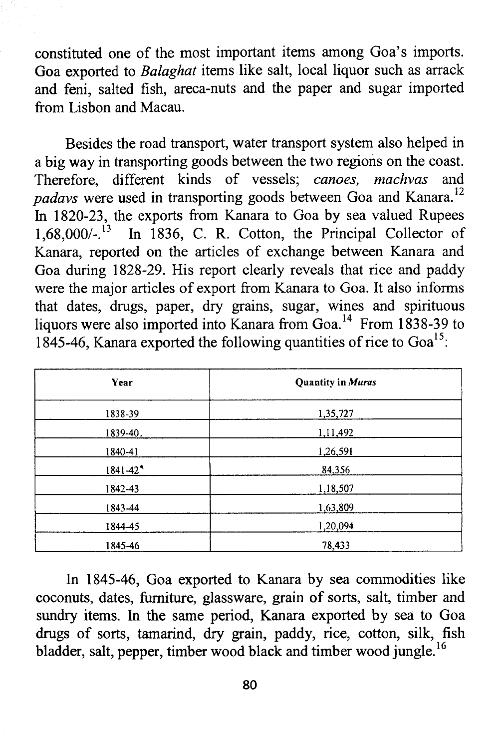constituted one of the most important items among Goa's imports. Goa exported to *Balaghat* items like salt, local liquor such as arrack and feni, salted fish, areca-nuts and the paper and sugar imported from Lisbon and Macau.

Besides the road transport, water transport system also helped in a big way in transporting goods between the two regions on the coast. Therefore, different kinds of vessels; *canoes, machvas* and *padavs* were used in transporting goods between Goa and Kanara.[12] In 1820-23, the exports from Kanara to Goa by sea valued Rupees 1,68,000/-.[13] In 1836, C. R. Cotton, the Principal Collector of Kanara, reported on the articles of exchange between Kanara and Goa during 1828-29. His report clearly reveals that rice and paddy were the major articles of export from Kanara to Goa. It also informs that dates, drugs, paper, dry grains, sugar, wines and spirituous liquors were also imported into Kanara from Goa.[14] From 1838-39 to 1845-46, Kanara exported the following quantities of rice to Goa[15]:

| Year | Quantity in *Muras* |
|---|---|
| 1838-39 | 1,35,727 |
| 1839-40 | 1,11,492 |
| 1840-41 | 1,26,591 |
| 1841-42 | 84,356 |
| 1842-43 | 1,18,507 |
| 1843-44 | 1,63,809 |
| 1844-45 | 1,20,094 |
| 1845-46 | 78,433 |

In 1845-46, Goa exported to Kanara by sea commodities like coconuts, dates, furniture, glassware, grain of sorts, salt, timber and sundry items. In the same period, Kanara exported by sea to Goa drugs of sorts, tamarind, dry grain, paddy, rice, cotton, silk, fish bladder, salt, pepper, timber wood black and timber wood jungle.[16]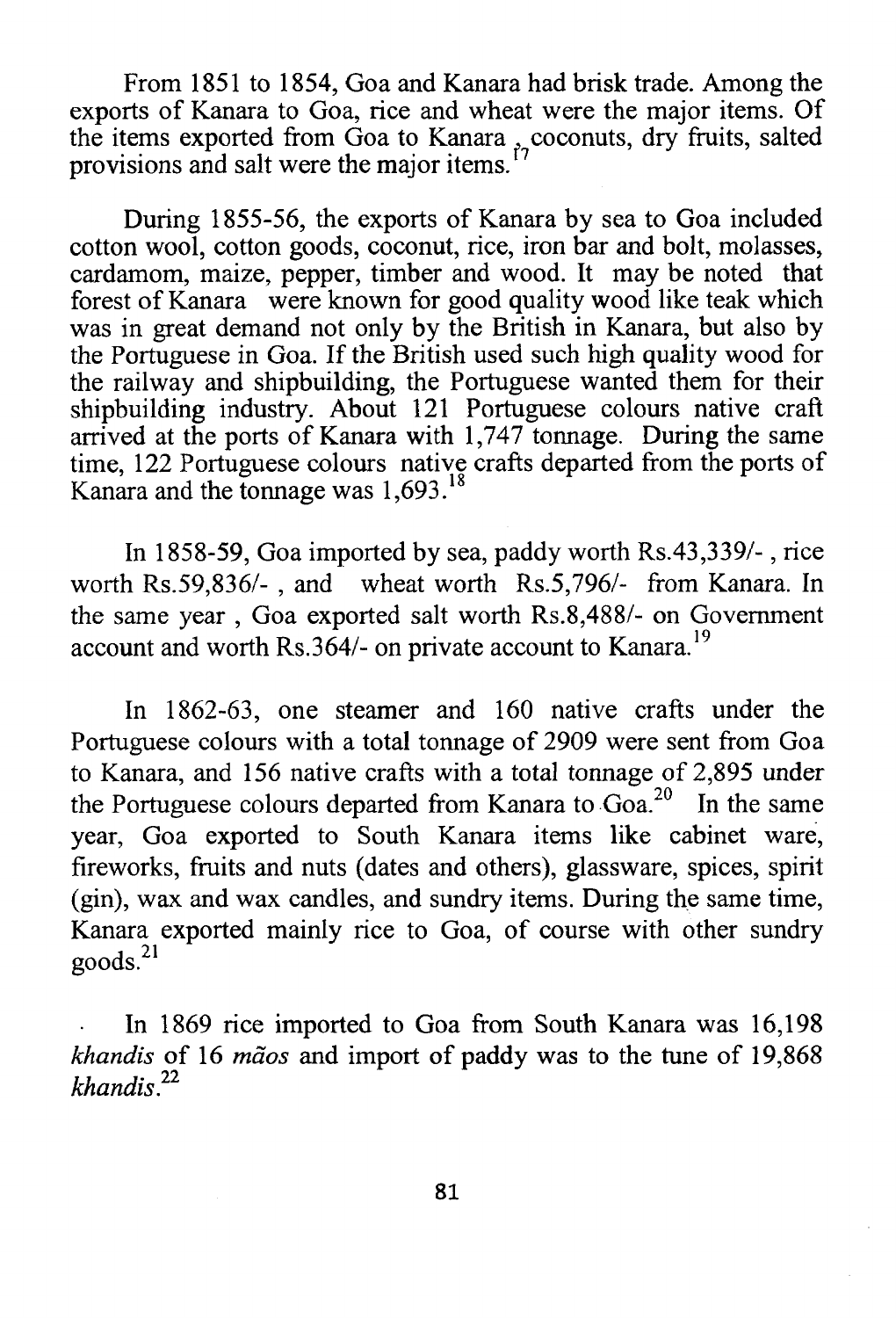From 1851 to 1854, Goa and Kanara had brisk trade. Among the exports of Kanara to Goa, rice and wheat were the major items. Of the items exported from Goa to Kanara , coconuts, dry fruits, salted provisions and salt were the major items.[17]

During 1855-56, the exports of Kanara by sea to Goa included cotton wool, cotton goods, coconut, rice, iron bar and bolt, molasses, cardamom, maize, pepper, timber and wood. It may be noted that forest of Kanara were known for good quality wood like teak which was in great demand not only by the British in Kanara, but also by the Portuguese in Goa. If the British used such high quality wood for the railway and shipbuilding, the Portuguese wanted them for their shipbuilding industry. About 121 Portuguese colours native craft arrived at the ports of Kanara with 1,747 tonnage. During the same time, 122 Portuguese colours native crafts departed from the ports of Kanara and the tonnage was 1,693.[18]

In 1858-59, Goa imported by sea, paddy worth Rs.43,339/- , rice worth Rs.59,836/- , and wheat worth Rs.5,796/- from Kanara. In the same year , Goa exported salt worth Rs.8,488/- on Government account and worth Rs.364/- on private account to Kanara.[19]

In 1862-63, one steamer and 160 native crafts under the Portuguese colours with a total tonnage of 2909 were sent from Goa to Kanara, and 156 native crafts with a total tonnage of 2,895 under the Portuguese colours departed from Kanara to Goa.[20] In the same year, Goa exported to South Kanara items like cabinet ware, fireworks, fruits and nuts (dates and others), glassware, spices, spirit (gin), wax and wax candles, and sundry items. During the same time, Kanara exported mainly rice to Goa, of course with other sundry goods.[21]

In 1869 rice imported to Goa from South Kanara was 16,198 *khandis* of 16 *mãos* and import of paddy was to the tune of 19,868 *khandis*.[22]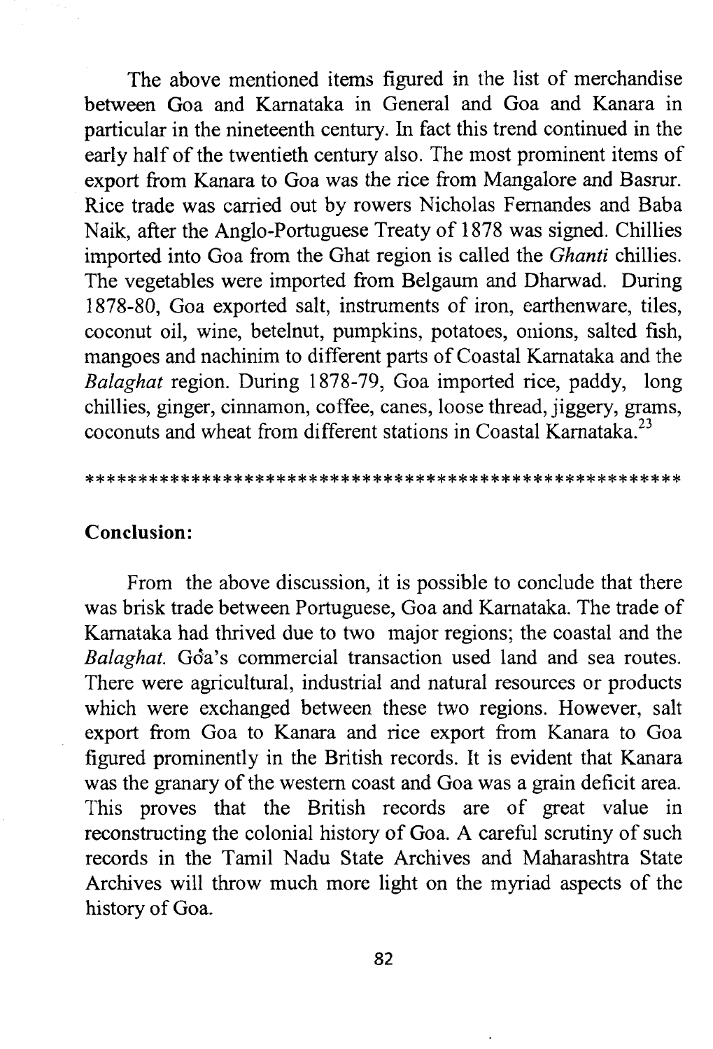The above mentioned items figured in the list of merchandise between Goa and Karnataka in General and Goa and Kanara in particular in the nineteenth century. In fact this trend continued in the early half of the twentieth century also. The most prominent items of export from Kanara to Goa was the rice from Mangalore and Basrur. Rice trade was carried out by rowers Nicholas Fernandes and Baba Naik, after the Anglo-Portuguese Treaty of 1878 was signed. Chillies imported into Goa from the Ghat region is called the *Ghanti* chillies. The vegetables were imported from Belgaum and Dharwad. During 1878-80, Goa exported salt, instruments of iron, earthenware, tiles, coconut oil, wine, betelnut, pumpkins, potatoes, onions, salted fish, mangoes and nachinim to different parts of Coastal Karnataka and the *Balaghat* region. During 1878-79, Goa imported rice, paddy, long chillies, ginger, cinnamon, coffee, canes, loose thread, jiggery, grams, coconuts and wheat from different stations in Coastal Karnataka.[23]

*******************************************************

**Conclusion:**

From the above discussion, it is possible to conclude that there was brisk trade between Portuguese, Goa and Karnataka. The trade of Karnataka had thrived due to two major regions; the coastal and the *Balaghat*. Goa's commercial transaction used land and sea routes. There were agricultural, industrial and natural resources or products which were exchanged between these two regions. However, salt export from Goa to Kanara and rice export from Kanara to Goa figured prominently in the British records. It is evident that Kanara was the granary of the western coast and Goa was a grain deficit area. This proves that the British records are of great value in reconstructing the colonial history of Goa. A careful scrutiny of such records in the Tamil Nadu State Archives and Maharashtra State Archives will throw much more light on the myriad aspects of the history of Goa.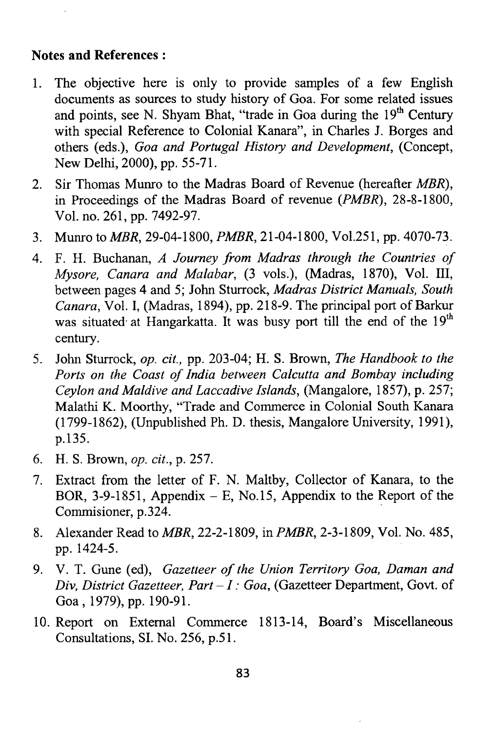**Notes and References :**

1. The objective here is only to provide samples of a few English documents as sources to study history of Goa. For some related issues and points, see N. Shyam Bhat, "trade in Goa during the 19th Century with special Reference to Colonial Kanara", in Charles J. Borges and others (eds.), *Goa and Portugal History and Development*, (Concept, New Delhi, 2000), pp. 55-71.
2. Sir Thomas Munro to the Madras Board of Revenue (hereafter *MBR*), in Proceedings of the Madras Board of revenue (*PMBR*), 28-8-1800, Vol. no. 261, pp. 7492-97.
3. Munro to *MBR*, 29-04-1800, *PMBR*, 21-04-1800, Vol.251, pp. 4070-73.
4. F. H. Buchanan, *A Journey from Madras through the Countries of Mysore, Canara and Malabar*, (3 vols.), (Madras, 1870), Vol. III, between pages 4 and 5; John Sturrock, *Madras District Manuals, South Canara*, Vol. I, (Madras, 1894), pp. 218-9. The principal port of Barkur was situated at Hangarkatta. It was busy port till the end of the 19th century.
5. John Sturrock, *op. cit.*, pp. 203-04; H. S. Brown, *The Handbook to the Ports on the Coast of India between Calcutta and Bombay including Ceylon and Maldive and Laccadive Islands*, (Mangalore, 1857), p. 257; Malathi K. Moorthy, "Trade and Commerce in Colonial South Kanara (1799-1862), (Unpublished Ph. D. thesis, Mangalore University, 1991), p.135.
6. H. S. Brown, *op. cit.*, p. 257.
7. Extract from the letter of F. N. Maltby, Collector of Kanara, to the BOR, 3-9-1851, Appendix – E, No.15, Appendix to the Report of the Commisioner, p.324.
8. Alexander Read to *MBR*, 22-2-1809, in *PMBR*, 2-3-1809, Vol. No. 485, pp. 1424-5.
9. V. T. Gune (ed), *Gazetteer of the Union Territory Goa, Daman and Diu, District Gazetteer, Part – I : Goa*, (Gazetteer Department, Govt. of Goa , 1979), pp. 190-91.
10. Report on External Commerce 1813-14, Board's Miscellaneous Consultations, SI. No. 256, p.51.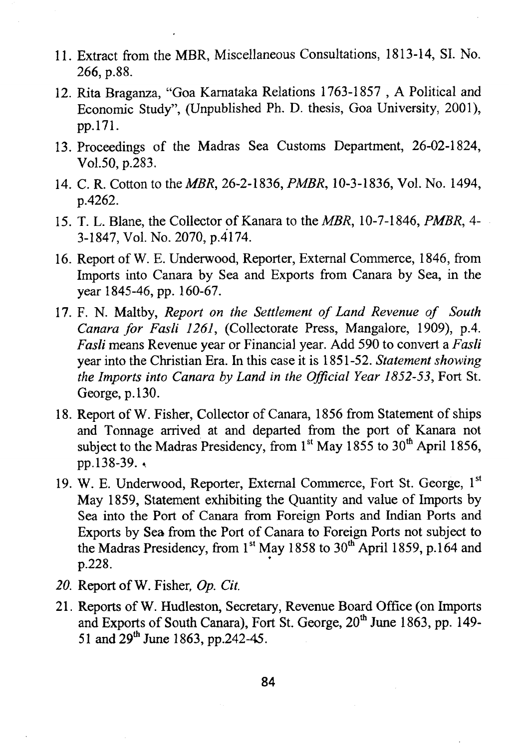11. Extract from the MBR, Miscellaneous Consultations, 1813-14, Sl. No. 266, p.88.
12. Rita Braganza, "Goa Karnataka Relations 1763-1857 , A Political and Economic Study", (Unpublished Ph. D. thesis, Goa University, 2001), pp.171.
13. Proceedings of the Madras Sea Customs Department, 26-02-1824, Vol.50, p.283.
14. C. R. Cotton to the *MBR*, 26-2-1836, *PMBR*, 10-3-1836, Vol. No. 1494, p.4262.
15. T. L. Blane, the Collector of Kanara to the *MBR*, 10-7-1846, *PMBR*, 4-3-1847, Vol. No. 2070, p.4174.
16. Report of W. E. Underwood, Reporter, External Commerce, 1846, from Imports into Canara by Sea and Exports from Canara by Sea, in the year 1845-46, pp. 160-67.
17. F. N. Maltby, *Report on the Settlement of Land Revenue of South Canara for Fasli 1261*, (Collectorate Press, Mangalore, 1909), p.4. *Fasli* means Revenue year or Financial year. Add 590 to convert a *Fasli* year into the Christian Era. In this case it is 1851-52. *Statement showing the Imports into Canara by Land in the Official Year 1852-53*, Fort St. George, p.130.
18. Report of W. Fisher, Collector of Canara, 1856 from Statement of ships and Tonnage arrived at and departed from the port of Kanara not subject to the Madras Presidency, from 1st May 1855 to 30th April 1856, pp.138-39.
19. W. E. Underwood, Reporter, External Commerce, Fort St. George, 1st May 1859, Statement exhibiting the Quantity and value of Imports by Sea into the Port of Canara from Foreign Ports and Indian Ports and Exports by Sea from the Port of Canara to Foreign Ports not subject to the Madras Presidency, from 1st May 1858 to 30th April 1859, p.164 and p.228.
20. Report of W. Fisher, *Op. Cit.*
21. Reports of W. Hudleston, Secretary, Revenue Board Office (on Imports and Exports of South Canara), Fort St. George, 20th June 1863, pp. 149-51 and 29th June 1863, pp.242-45.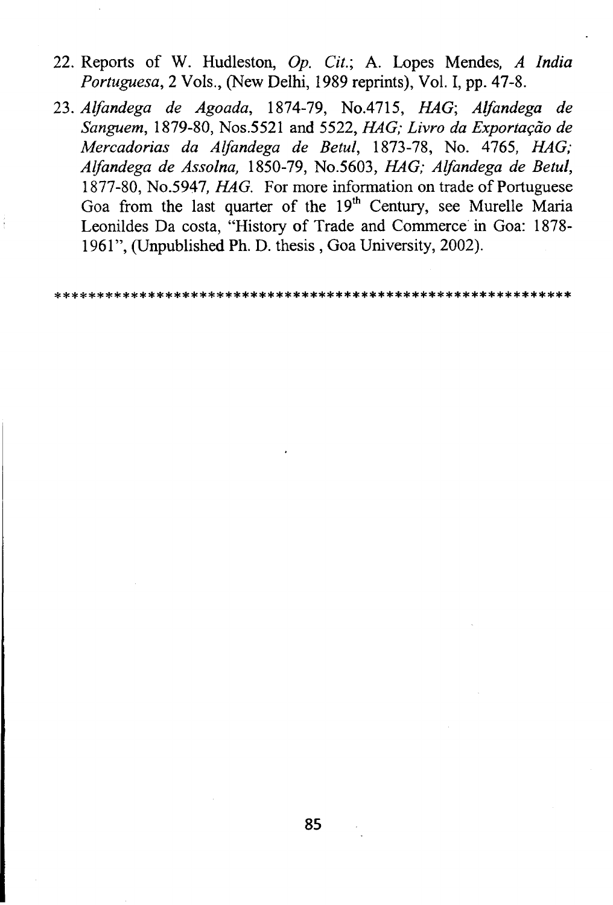22. Reports of W. Hudleston, *Op. Cit.*; A. Lopes Mendes, *A India Portuguesa*, 2 Vols., (New Delhi, 1989 reprints), Vol. I, pp. 47-8.

23. *Alfandega de Agoada*, 1874-79, No.4715, *HAG*; *Alfandega de Sanguem*, 1879-80, Nos.5521 and 5522, *HAG; Livro da Exportação de Mercadorias da Alfandega de Betul*, 1873-78, No. 4765, *HAG; Alfandega de Assolna*, 1850-79, No.5603, *HAG; Alfandega de Betul*, 1877-80, No.5947, *HAG*. For more information on trade of Portuguese Goa from the last quarter of the 19th Century, see Murelle Maria Leonildes Da costa, "History of Trade and Commerce in Goa: 1878-1961", (Unpublished Ph. D. thesis , Goa University, 2002).

*************************************************************